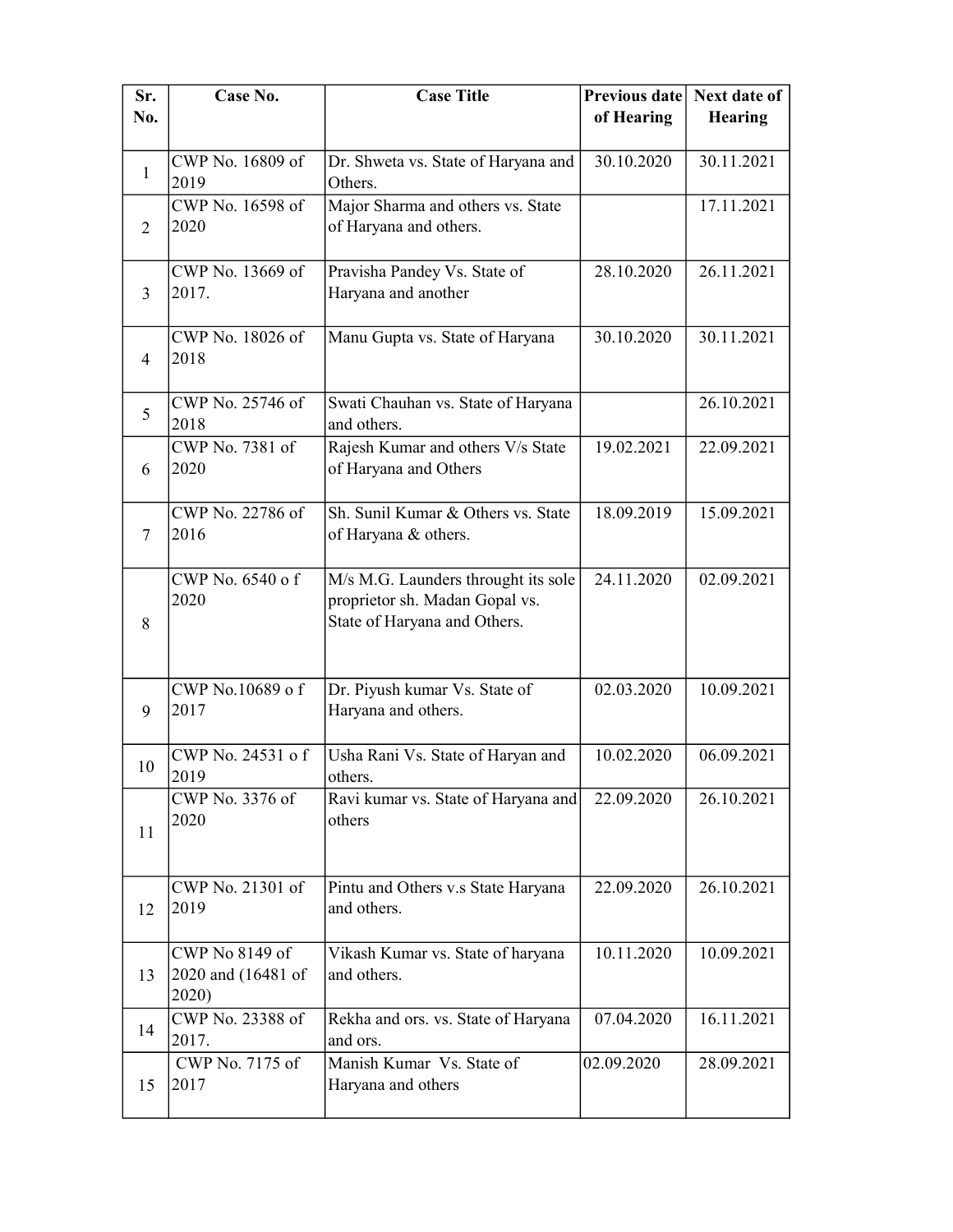| Sr. No. | Case No. | Case Title | Previous date of Hearing | Next date of Hearing |
|---|---|---|---|---|
| 1 | CWP No. 16809 of 2019 | Dr. Shweta vs. State of Haryana and Others. | 30.10.2020 | 30.11.2021 |
| 2 | CWP No. 16598 of 2020 | Major Sharma and others vs. State of Haryana and others. | | 17.11.2021 |
| 3 | CWP No. 13669 of 2017. | Pravisha Pandey Vs. State of Haryana and another | 28.10.2020 | 26.11.2021 |
| 4 | CWP No. 18026 of 2018 | Manu Gupta vs. State of Haryana | 30.10.2020 | 30.11.2021 |
| 5 | CWP No. 25746 of 2018 | Swati Chauhan vs. State of Haryana and others. | | 26.10.2021 |
| 6 | CWP No. 7381 of 2020 | Rajesh Kumar and others V/s State of Haryana and Others | 19.02.2021 | 22.09.2021 |
| 7 | CWP No. 22786 of 2016 | Sh. Sunil Kumar & Others vs. State of Haryana & others. | 18.09.2019 | 15.09.2021 |
| 8 | CWP No. 6540 o f 2020 | M/s M.G. Launders throught its sole proprietor sh. Madan Gopal vs. State of Haryana and Others. | 24.11.2020 | 02.09.2021 |
| 9 | CWP No.10689 o f 2017 | Dr. Piyush kumar Vs. State of Haryana and others. | 02.03.2020 | 10.09.2021 |
| 10 | CWP No. 24531 o f 2019 | Usha Rani Vs. State of Haryan and others. | 10.02.2020 | 06.09.2021 |
| 11 | CWP No. 3376 of 2020 | Ravi kumar vs. State of Haryana and others | 22.09.2020 | 26.10.2021 |
| 12 | CWP No. 21301 of 2019 | Pintu and Others v.s State Haryana and others. | 22.09.2020 | 26.10.2021 |
| 13 | CWP No 8149 of 2020 and (16481 of 2020) | Vikash Kumar vs. State of haryana and others. | 10.11.2020 | 10.09.2021 |
| 14 | CWP No. 23388 of 2017. | Rekha and ors. vs. State of Haryana and ors. | 07.04.2020 | 16.11.2021 |
| 15 | CWP No. 7175 of 2017 | Manish Kumar Vs. State of Haryana and others | 02.09.2020 | 28.09.2021 |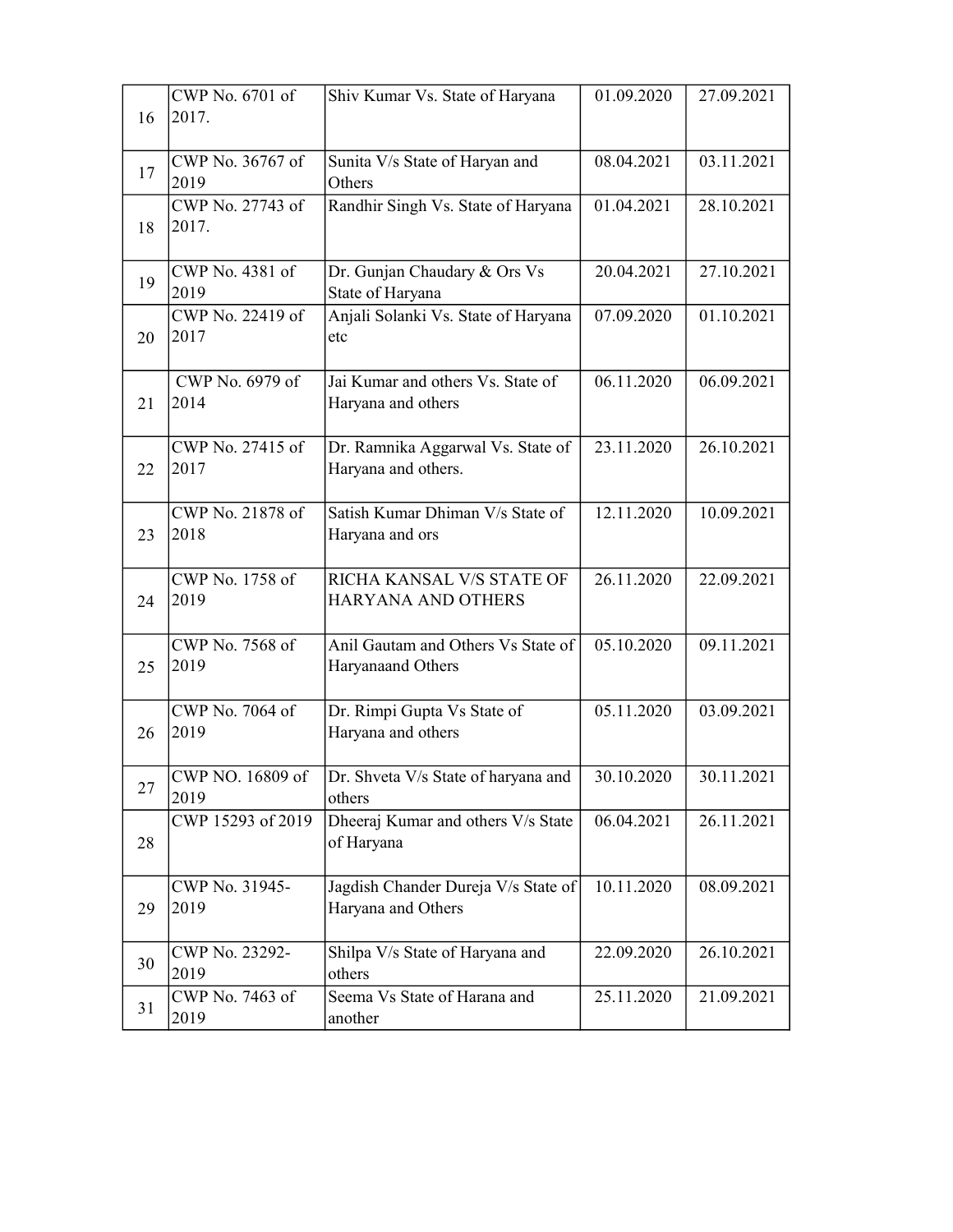| | | | | |
|---|---|---|---|---|
| 16 | CWP No. 6701 of 2017. | Shiv Kumar Vs. State of Haryana | 01.09.2020 | 27.09.2021 |
| 17 | CWP No. 36767 of 2019 | Sunita V/s State of Haryan and Others | 08.04.2021 | 03.11.2021 |
| 18 | CWP No. 27743 of 2017. | Randhir Singh Vs. State of Haryana | 01.04.2021 | 28.10.2021 |
| 19 | CWP No. 4381 of 2019 | Dr. Gunjan Chaudary & Ors Vs State of Haryana | 20.04.2021 | 27.10.2021 |
| 20 | CWP No. 22419 of 2017 | Anjali Solanki Vs. State of Haryana etc | 07.09.2020 | 01.10.2021 |
| 21 | CWP No. 6979 of 2014 | Jai Kumar and others Vs. State of Haryana and others | 06.11.2020 | 06.09.2021 |
| 22 | CWP No. 27415 of 2017 | Dr. Ramnika Aggarwal Vs. State of Haryana and others. | 23.11.2020 | 26.10.2021 |
| 23 | CWP No. 21878 of 2018 | Satish Kumar Dhiman V/s State of Haryana and ors | 12.11.2020 | 10.09.2021 |
| 24 | CWP No. 1758 of 2019 | RICHA KANSAL V/S STATE OF HARYANA AND OTHERS | 26.11.2020 | 22.09.2021 |
| 25 | CWP No. 7568 of 2019 | Anil Gautam and Others Vs State of Haryanaand Others | 05.10.2020 | 09.11.2021 |
| 26 | CWP No. 7064 of 2019 | Dr. Rimpi Gupta Vs State of Haryana and others | 05.11.2020 | 03.09.2021 |
| 27 | CWP NO. 16809 of 2019 | Dr. Shveta V/s State of haryana and others | 30.10.2020 | 30.11.2021 |
| 28 | CWP 15293 of 2019 | Dheeraj Kumar and others V/s State of Haryana | 06.04.2021 | 26.11.2021 |
| 29 | CWP No. 31945-2019 | Jagdish Chander Dureja V/s State of Haryana and Others | 10.11.2020 | 08.09.2021 |
| 30 | CWP No. 23292-2019 | Shilpa V/s State of Haryana and others | 22.09.2020 | 26.10.2021 |
| 31 | CWP No. 7463 of 2019 | Seema Vs State of Harana and another | 25.11.2020 | 21.09.2021 |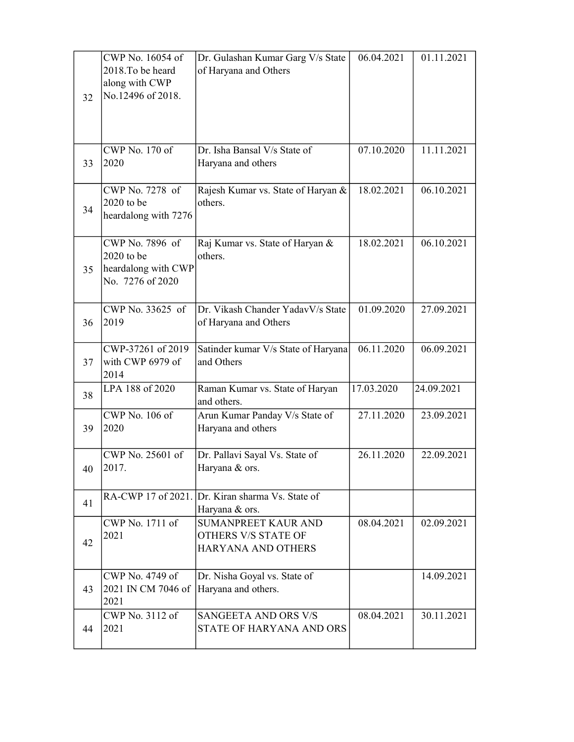| | | | | |
|---|---|---|---|---|
| 32 | CWP No. 16054 of 2018.To be heard along with CWP No.12496 of 2018. | Dr. Gulashan Kumar Garg V/s State of Haryana and Others | 06.04.2021 | 01.11.2021 |
| 33 | CWP No. 170 of 2020 | Dr. Isha Bansal V/s State of Haryana and others | 07.10.2020 | 11.11.2021 |
| 34 | CWP No. 7278 of 2020 to be heardalong with 7276 | Rajesh Kumar vs. State of Haryan & others. | 18.02.2021 | 06.10.2021 |
| 35 | CWP No. 7896 of 2020 to be heardalong with CWP No. 7276 of 2020 | Raj Kumar vs. State of Haryan & others. | 18.02.2021 | 06.10.2021 |
| 36 | CWP No. 33625 of 2019 | Dr. Vikash Chander YadavV/s State of Haryana and Others | 01.09.2020 | 27.09.2021 |
| 37 | CWP-37261 of 2019 with CWP 6979 of 2014 | Satinder kumar V/s State of Haryana and Others | 06.11.2020 | 06.09.2021 |
| 38 | LPA 188 of 2020 | Raman Kumar vs. State of Haryan and others. | 17.03.2020 | 24.09.2021 |
| 39 | CWP No. 106 of 2020 | Arun Kumar Panday V/s State of Haryana and others | 27.11.2020 | 23.09.2021 |
| 40 | CWP No. 25601 of 2017. | Dr. Pallavi Sayal Vs. State of Haryana & ors. | 26.11.2020 | 22.09.2021 |
| 41 | RA-CWP 17 of 2021. | Dr. Kiran sharma Vs. State of Haryana & ors. | | |
| 42 | CWP No. 1711 of 2021 | SUMANPREET KAUR AND OTHERS V/S STATE OF HARYANA AND OTHERS | 08.04.2021 | 02.09.2021 |
| 43 | CWP No. 4749 of 2021 IN CM 7046 of 2021 | Dr. Nisha Goyal vs. State of Haryana and others. | | 14.09.2021 |
| 44 | CWP No. 3112 of 2021 | SANGEETA AND ORS V/S STATE OF HARYANA AND ORS | 08.04.2021 | 30.11.2021 |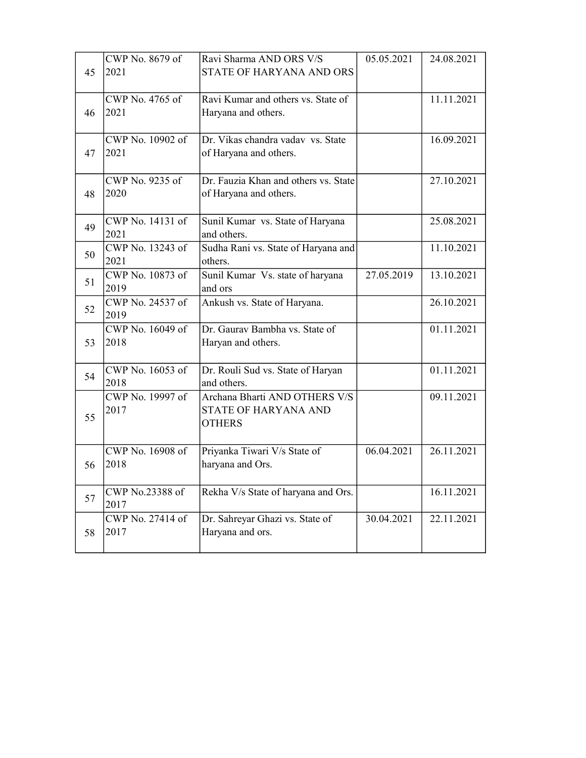| | | | | |
|---|---|---|---|---|
| 45 | CWP No. 8679 of 2021 | Ravi Sharma AND ORS V/S STATE OF HARYANA AND ORS | 05.05.2021 | 24.08.2021 |
| 46 | CWP No. 4765 of 2021 | Ravi Kumar and others vs. State of Haryana and others. | | 11.11.2021 |
| 47 | CWP No. 10902 of 2021 | Dr. Vikas chandra vadav vs. State of Haryana and others. | | 16.09.2021 |
| 48 | CWP No. 9235 of 2020 | Dr. Fauzia Khan and others vs. State of Haryana and others. | | 27.10.2021 |
| 49 | CWP No. 14131 of 2021 | Sunil Kumar vs. State of Haryana and others. | | 25.08.2021 |
| 50 | CWP No. 13243 of 2021 | Sudha Rani vs. State of Haryana and others. | | 11.10.2021 |
| 51 | CWP No. 10873 of 2019 | Sunil Kumar Vs. state of haryana and ors | 27.05.2019 | 13.10.2021 |
| 52 | CWP No. 24537 of 2019 | Ankush vs. State of Haryana. | | 26.10.2021 |
| 53 | CWP No. 16049 of 2018 | Dr. Gaurav Bambha vs. State of Haryan and others. | | 01.11.2021 |
| 54 | CWP No. 16053 of 2018 | Dr. Rouli Sud vs. State of Haryan and others. | | 01.11.2021 |
| 55 | CWP No. 19997 of 2017 | Archana Bharti AND OTHERS V/S STATE OF HARYANA AND OTHERS | | 09.11.2021 |
| 56 | CWP No. 16908 of 2018 | Priyanka Tiwari V/s State of haryana and Ors. | 06.04.2021 | 26.11.2021 |
| 57 | CWP No.23388 of 2017 | Rekha V/s State of haryana and Ors. | | 16.11.2021 |
| 58 | CWP No. 27414 of 2017 | Dr. Sahreyar Ghazi vs. State of Haryana and ors. | 30.04.2021 | 22.11.2021 |